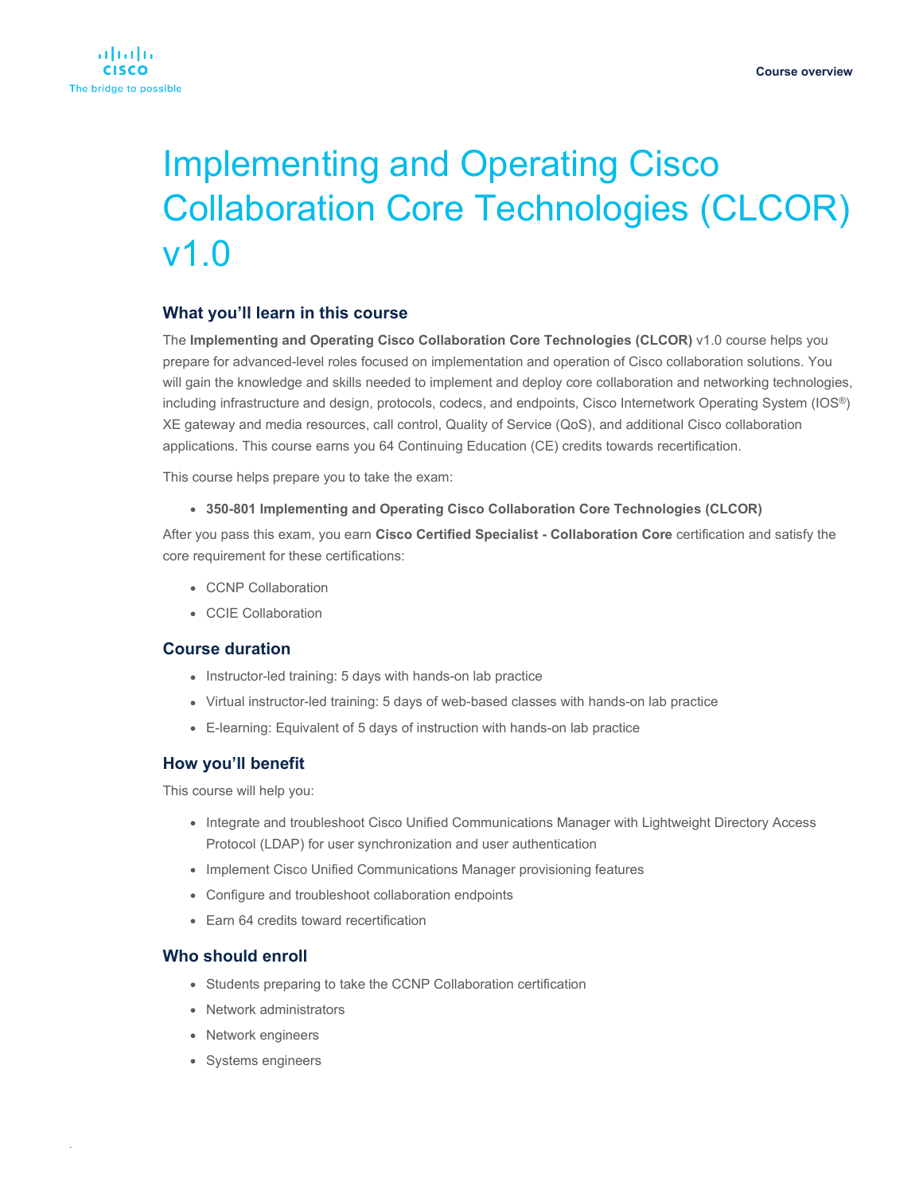# Implementing and Operating Cisco Collaboration Core Technologies (CLCOR) v1.0

## What you'll learn in this course

The **Implementing and Operating Cisco Collaboration Core Technologies (CLCOR)** v1.0 course helps you prepare for advanced-level roles focused on implementation and operation of Cisco collaboration solutions. You will gain the knowledge and skills needed to implement and deploy core collaboration and networking technologies, including infrastructure and design, protocols, codecs, and endpoints, Cisco Internetwork Operating System (IOS®) XE gateway and media resources, call control, Quality of Service (QoS), and additional Cisco collaboration applications. This course earns you 64 Continuing Education (CE) credits towards recertification.

This course helps prepare you to take the exam:

- **350-801 Implementing and Operating Cisco Collaboration Core Technologies (CLCOR)**

After you pass this exam, you earn **Cisco Certified Specialist - Collaboration Core** certification and satisfy the core requirement for these certifications:

- CCNP Collaboration
- CCIE Collaboration

## Course duration

- Instructor-led training: 5 days with hands-on lab practice
- Virtual instructor-led training: 5 days of web-based classes with hands-on lab practice
- E-learning: Equivalent of 5 days of instruction with hands-on lab practice

## How you'll benefit

This course will help you:

- Integrate and troubleshoot Cisco Unified Communications Manager with Lightweight Directory Access Protocol (LDAP) for user synchronization and user authentication
- Implement Cisco Unified Communications Manager provisioning features
- Configure and troubleshoot collaboration endpoints
- Earn 64 credits toward recertification

## Who should enroll

- Students preparing to take the CCNP Collaboration certification
- Network administrators
- Network engineers
- Systems engineers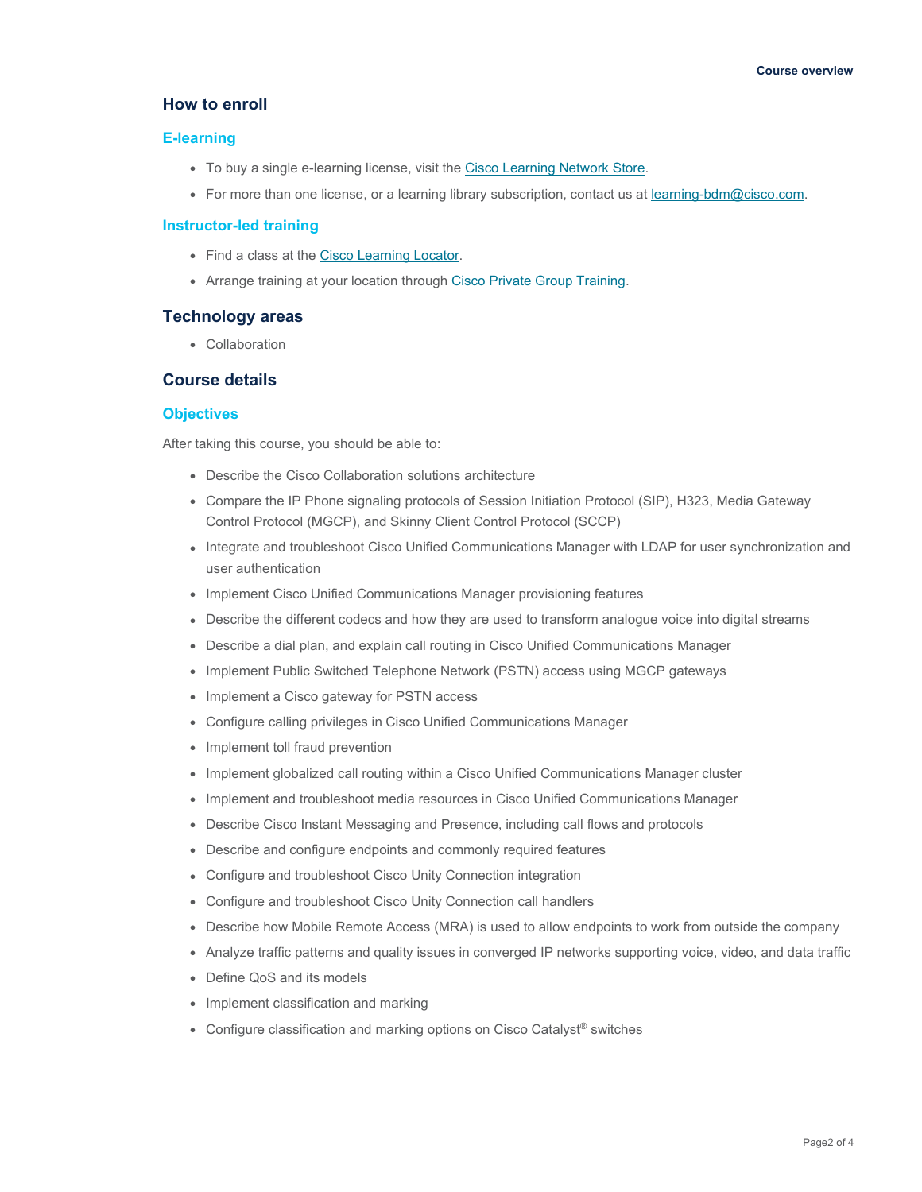## How to enroll

### E-learning

- To buy a single e-learning license, visit the Cisco Learning Network Store.
- For more than one license, or a learning library subscription, contact us at learning-bdm@cisco.com.

### Instructor-led training

- Find a class at the Cisco Learning Locator.
- Arrange training at your location through Cisco Private Group Training.

## Technology areas

- Collaboration

## Course details

### Objectives

After taking this course, you should be able to:

- Describe the Cisco Collaboration solutions architecture
- Compare the IP Phone signaling protocols of Session Initiation Protocol (SIP), H323, Media Gateway Control Protocol (MGCP), and Skinny Client Control Protocol (SCCP)
- Integrate and troubleshoot Cisco Unified Communications Manager with LDAP for user synchronization and user authentication
- Implement Cisco Unified Communications Manager provisioning features
- Describe the different codecs and how they are used to transform analogue voice into digital streams
- Describe a dial plan, and explain call routing in Cisco Unified Communications Manager
- Implement Public Switched Telephone Network (PSTN) access using MGCP gateways
- Implement a Cisco gateway for PSTN access
- Configure calling privileges in Cisco Unified Communications Manager
- Implement toll fraud prevention
- Implement globalized call routing within a Cisco Unified Communications Manager cluster
- Implement and troubleshoot media resources in Cisco Unified Communications Manager
- Describe Cisco Instant Messaging and Presence, including call flows and protocols
- Describe and configure endpoints and commonly required features
- Configure and troubleshoot Cisco Unity Connection integration
- Configure and troubleshoot Cisco Unity Connection call handlers
- Describe how Mobile Remote Access (MRA) is used to allow endpoints to work from outside the company
- Analyze traffic patterns and quality issues in converged IP networks supporting voice, video, and data traffic
- Define QoS and its models
- Implement classification and marking
- Configure classification and marking options on Cisco Catalyst® switches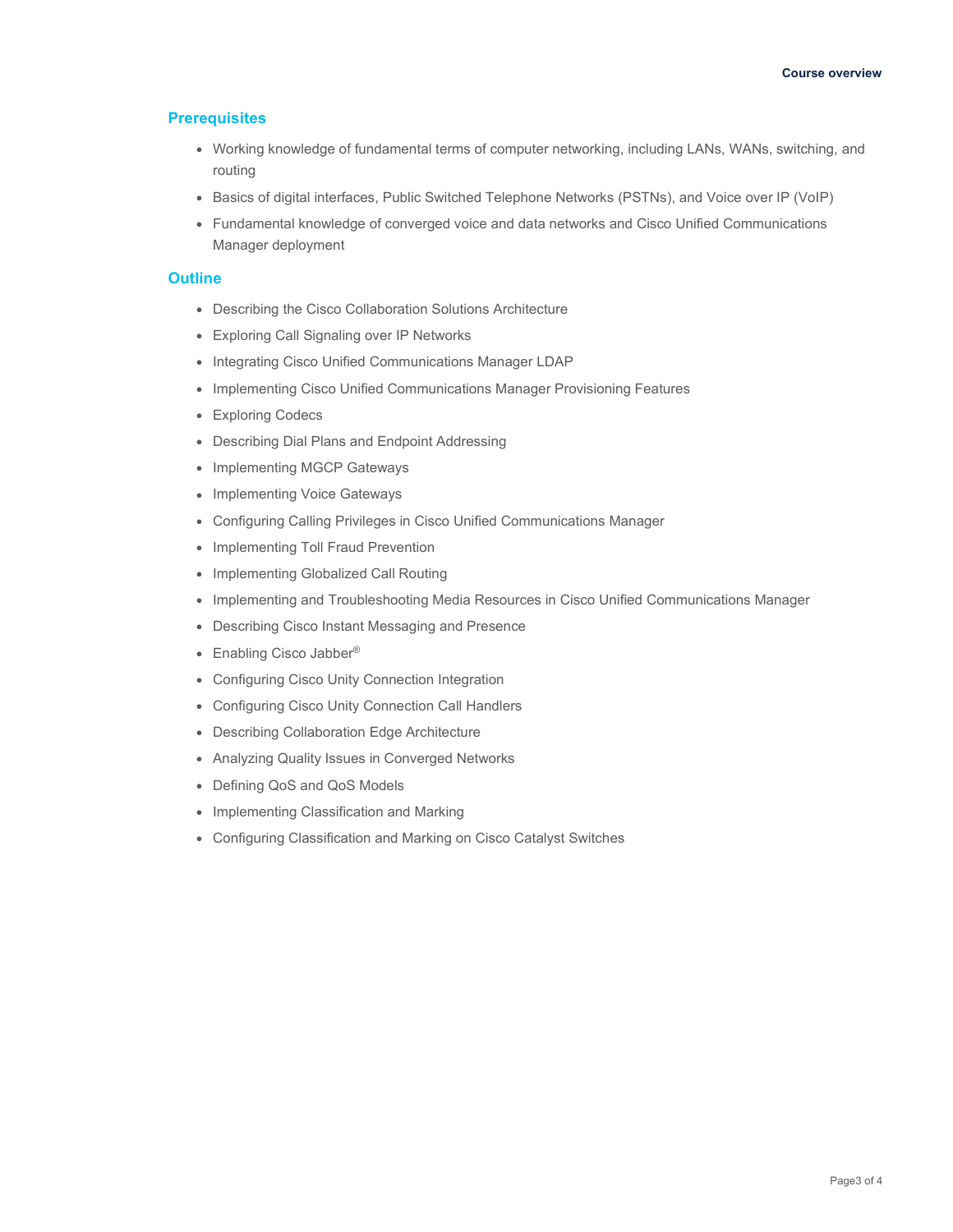## Prerequisites

- Working knowledge of fundamental terms of computer networking, including LANs, WANs, switching, and routing
- Basics of digital interfaces, Public Switched Telephone Networks (PSTNs), and Voice over IP (VoIP)
- Fundamental knowledge of converged voice and data networks and Cisco Unified Communications Manager deployment

## Outline

- Describing the Cisco Collaboration Solutions Architecture
- Exploring Call Signaling over IP Networks
- Integrating Cisco Unified Communications Manager LDAP
- Implementing Cisco Unified Communications Manager Provisioning Features
- Exploring Codecs
- Describing Dial Plans and Endpoint Addressing
- Implementing MGCP Gateways
- Implementing Voice Gateways
- Configuring Calling Privileges in Cisco Unified Communications Manager
- Implementing Toll Fraud Prevention
- Implementing Globalized Call Routing
- Implementing and Troubleshooting Media Resources in Cisco Unified Communications Manager
- Describing Cisco Instant Messaging and Presence
- Enabling Cisco Jabber®
- Configuring Cisco Unity Connection Integration
- Configuring Cisco Unity Connection Call Handlers
- Describing Collaboration Edge Architecture
- Analyzing Quality Issues in Converged Networks
- Defining QoS and QoS Models
- Implementing Classification and Marking
- Configuring Classification and Marking on Cisco Catalyst Switches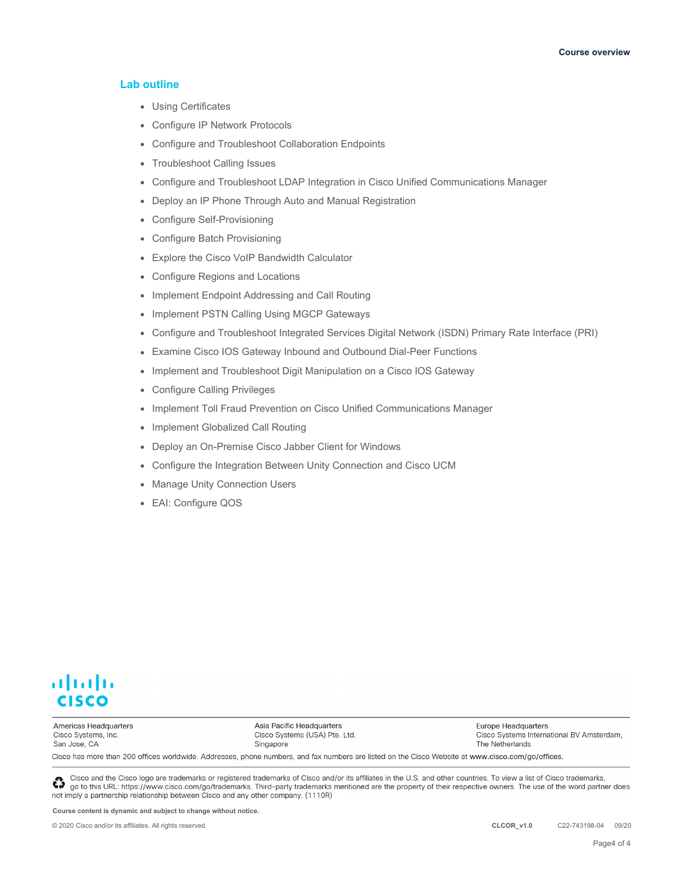## Lab outline

- Using Certificates
- Configure IP Network Protocols
- Configure and Troubleshoot Collaboration Endpoints
- Troubleshoot Calling Issues
- Configure and Troubleshoot LDAP Integration in Cisco Unified Communications Manager
- Deploy an IP Phone Through Auto and Manual Registration
- Configure Self-Provisioning
- Configure Batch Provisioning
- Explore the Cisco VoIP Bandwidth Calculator
- Configure Regions and Locations
- Implement Endpoint Addressing and Call Routing
- Implement PSTN Calling Using MGCP Gateways
- Configure and Troubleshoot Integrated Services Digital Network (ISDN) Primary Rate Interface (PRI)
- Examine Cisco IOS Gateway Inbound and Outbound Dial-Peer Functions
- Implement and Troubleshoot Digit Manipulation on a Cisco IOS Gateway
- Configure Calling Privileges
- Implement Toll Fraud Prevention on Cisco Unified Communications Manager
- Implement Globalized Call Routing
- Deploy an On-Premise Cisco Jabber Client for Windows
- Configure the Integration Between Unity Connection and Cisco UCM
- Manage Unity Connection Users
- EAI: Configure QOS

Americas Headquarters
Cisco Systems, Inc.
San Jose, CA

Asia Pacific Headquarters
Cisco Systems (USA) Pte. Ltd.
Singapore

Europe Headquarters
Cisco Systems International BV Amsterdam,
The Netherlands

Cisco has more than 200 offices worldwide. Addresses, phone numbers, and fax numbers are listed on the Cisco Website at www.cisco.com/go/offices.

Cisco and the Cisco logo are trademarks or registered trademarks of Cisco and/or its affiliates in the U.S. and other countries. To view a list of Cisco trademarks, go to this URL: https://www.cisco.com/go/trademarks. Third-party trademarks mentioned are the property of their respective owners. The use of the word partner does not imply a partnership relationship between Cisco and any other company. (1110R)

**Course content is dynamic and subject to change without notice.**

© 2020 Cisco and/or its affiliates. All rights reserved.

**CLCOR_v1.0** C22-743198-04 09/20